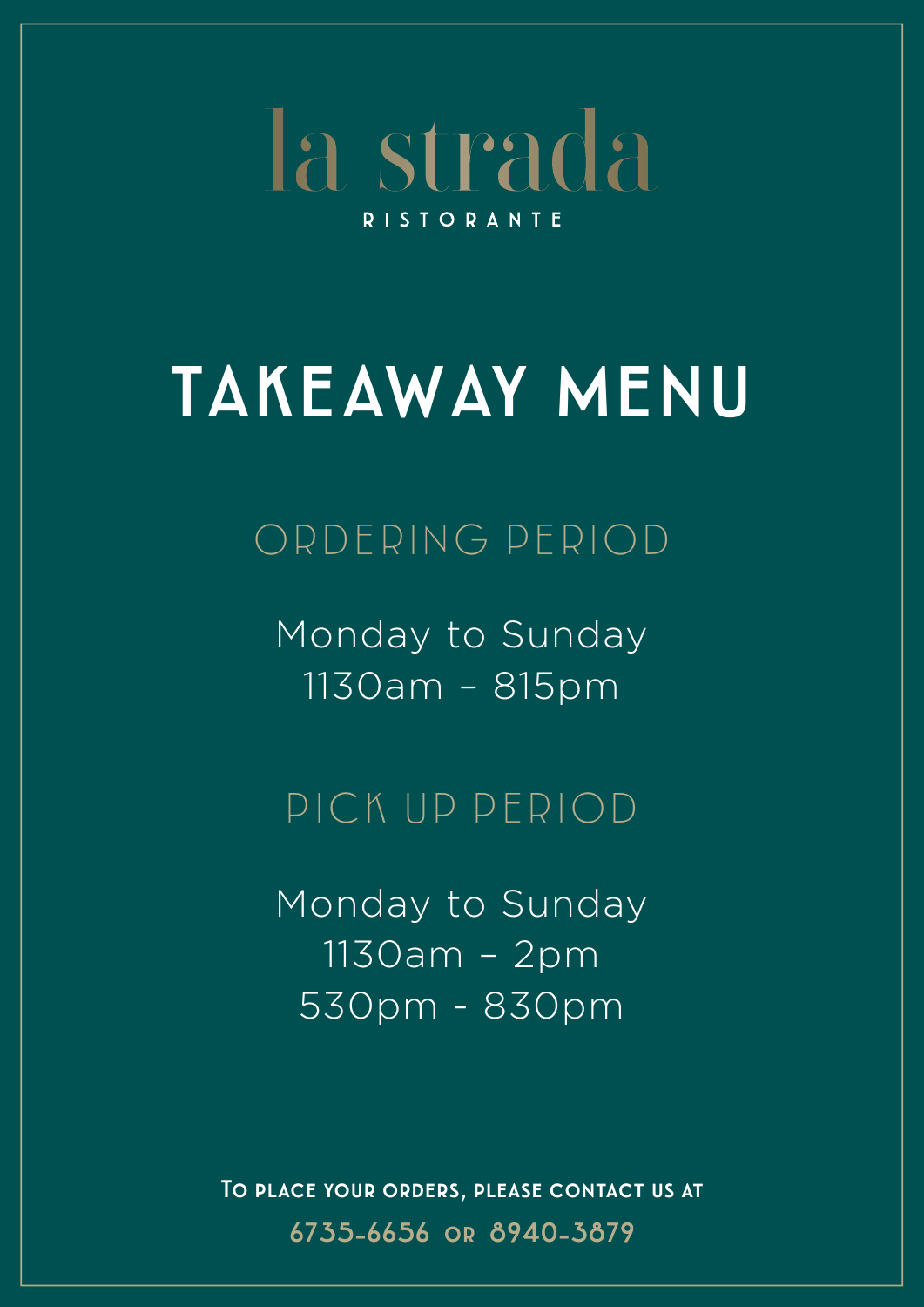# la strada

RISTORANTE

## TAKEAWAY MENU

### ORDERING PERIOD

Monday to Sunday
1130am – 815pm

### PICK UP PERIOD

Monday to Sunday
1130am – 2pm
530pm - 830pm

**To place your orders, please contact us at**

**6735-6656 or 8940-3879**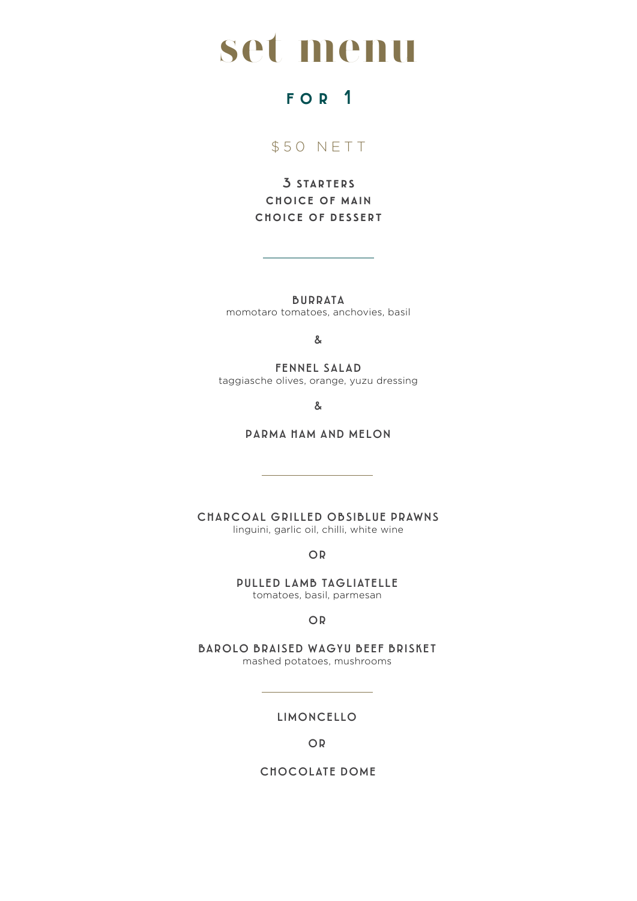# set menu

## FOR 1

$50 NETT

**3 STARTERS**
**CHOICE OF MAIN**
**CHOICE OF DESSERT**

---

**BURRATA**
momotaro tomatoes, anchovies, basil

&

**FENNEL SALAD**
taggiasche olives, orange, yuzu dressing

&

**PARMA HAM AND MELON**

---

**CHARCOAL GRILLED OBSIBLUE PRAWNS**
linguini, garlic oil, chilli, white wine

OR

**PULLED LAMB TAGLIATELLE**
tomatoes, basil, parmesan

OR

**BAROLO BRAISED WAGYU BEEF BRISKET**
mashed potatoes, mushrooms

---

**LIMONCELLO**

OR

**CHOCOLATE DOME**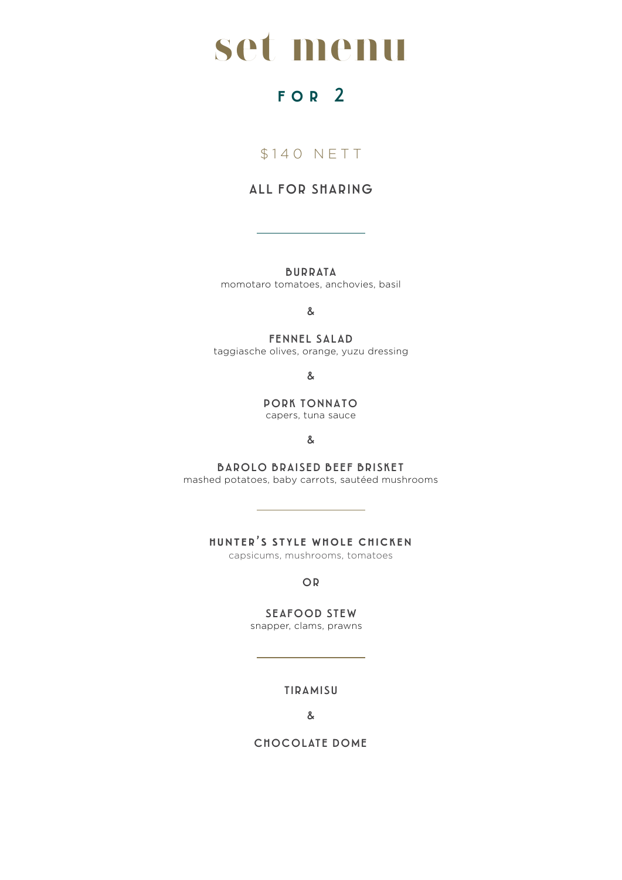# set menu

## FOR 2

$140 NETT

**ALL FOR SHARING**

---

**BURRATA**
momotaro tomatoes, anchovies, basil

&

**FENNEL SALAD**
taggiasche olives, orange, yuzu dressing

&

**PORK TONNATO**
capers, tuna sauce

&

**BAROLO BRAISED BEEF BRISKET**
mashed potatoes, baby carrots, sautéed mushrooms

---

**HUNTER'S STYLE WHOLE CHICKEN**
capsicums, mushrooms, tomatoes

OR

**SEAFOOD STEW**
snapper, clams, prawns

---

**TIRAMISU**

&

**CHOCOLATE DOME**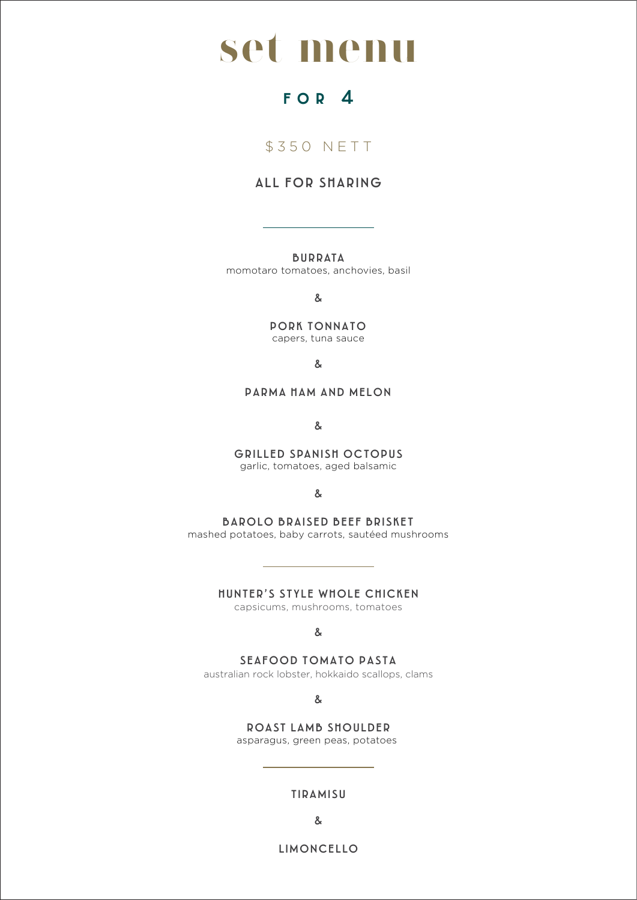# set menu

## FOR 4

$350 NETT

**ALL FOR SHARING**

---

**BURRATA**
momotaro tomatoes, anchovies, basil

&

**PORK TONNATO**
capers, tuna sauce

&

**PARMA HAM AND MELON**

&

**GRILLED SPANISH OCTOPUS**
garlic, tomatoes, aged balsamic

&

**BAROLO BRAISED BEEF BRISKET**
mashed potatoes, baby carrots, sautéed mushrooms

---

**HUNTER'S STYLE WHOLE CHICKEN**
capsicums, mushrooms, tomatoes

&

**SEAFOOD TOMATO PASTA**
australian rock lobster, hokkaido scallops, clams

&

**ROAST LAMB SHOULDER**
asparagus, green peas, potatoes

---

**TIRAMISU**

&

**LIMONCELLO**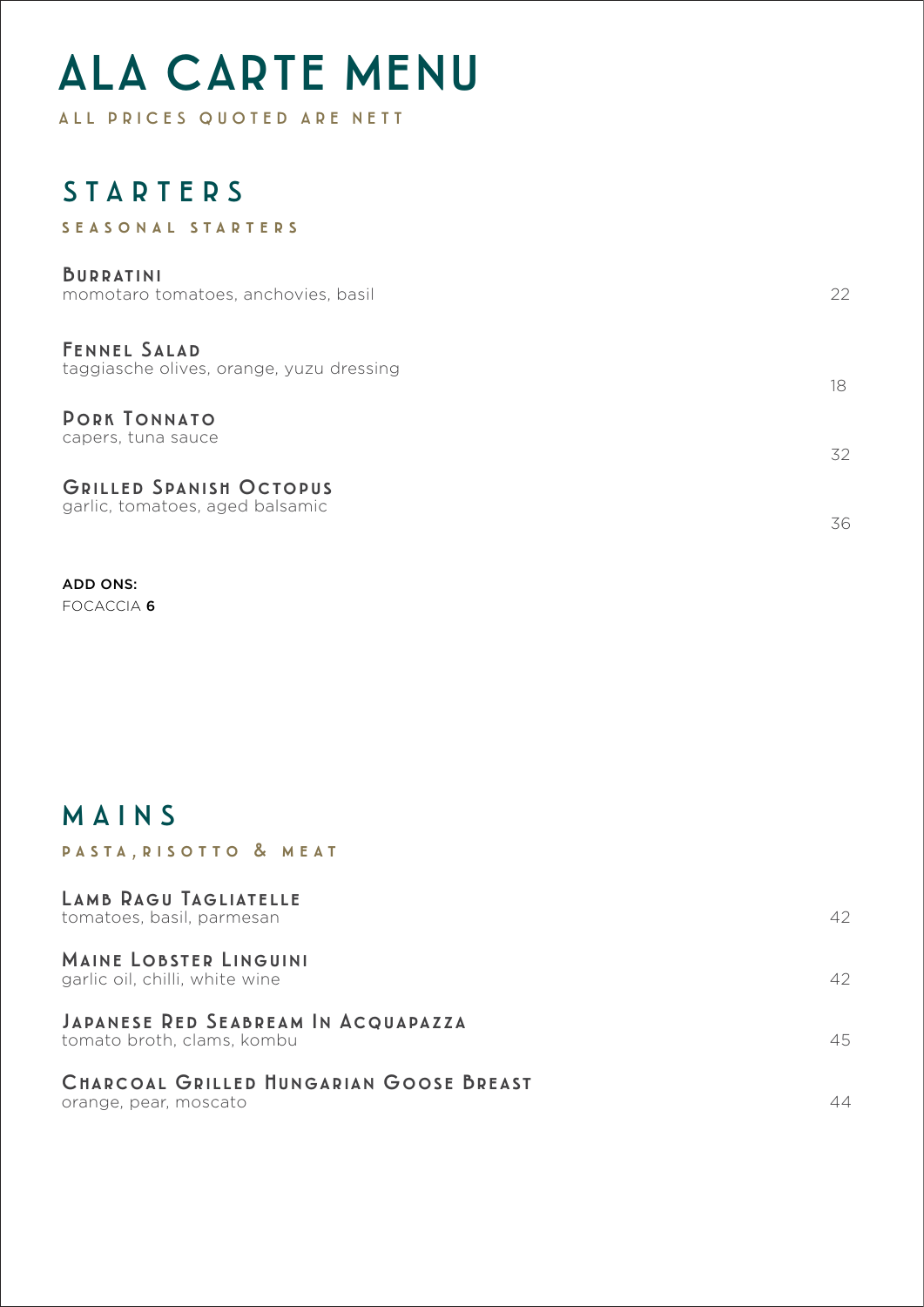# ALA CARTE MENU

ALL PRICES QUOTED ARE NETT

## STARTERS

### SEASONAL STARTERS

**Burratini**
momotaro tomatoes, anchovies, basil — 22

**Fennel Salad**
taggiasche olives, orange, yuzu dressing — 18

**Pork Tonnato**
capers, tuna sauce — 32

**Grilled Spanish Octopus**
garlic, tomatoes, aged balsamic — 36

**ADD ONS:**
FOCACCIA **6**

## MAINS

### PASTA, RISOTTO & MEAT

**Lamb Ragu Tagliatelle**
tomatoes, basil, parmesan — 42

**Maine Lobster Linguini**
garlic oil, chilli, white wine — 42

**Japanese Red Seabream In Acquapazza**
tomato broth, clams, kombu — 45

**Charcoal Grilled Hungarian Goose Breast**
orange, pear, moscato — 44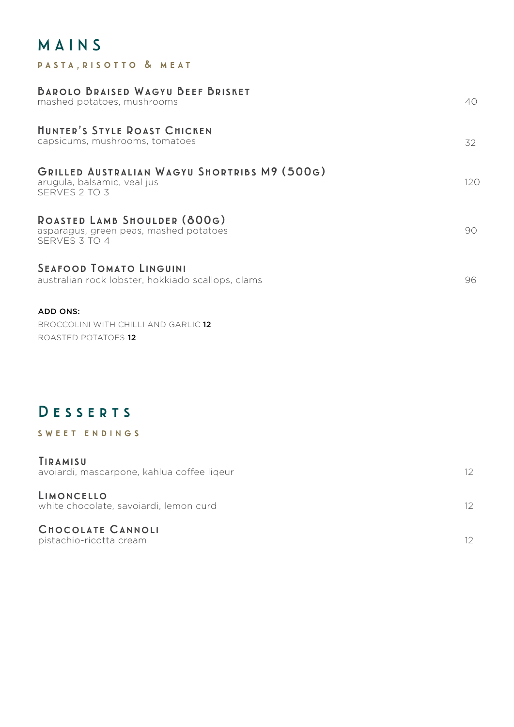# MAINS

### PASTA, RISOTTO & MEAT

**BAROLO BRAISED WAGYU BEEF BRISKET**
mashed potatoes, mushrooms — 40

**HUNTER'S STYLE ROAST CHICKEN**
capsicums, mushrooms, tomatoes — 32

**GRILLED AUSTRALIAN WAGYU SHORTRIBS M9 (500G)**
arugula, balsamic, veal jus
SERVES 2 TO 3 — 120

**ROASTED LAMB SHOULDER (800G)**
asparagus, green peas, mashed potatoes
SERVES 3 TO 4 — 90

**SEAFOOD TOMATO LINGUINI**
australian rock lobster, hokkiado scallops, clams — 96

**ADD ONS:**

BROCCOLINI WITH CHILLI AND GARLIC **12**
ROASTED POTATOES **12**

# DESSERTS

### SWEET ENDINGS

**TIRAMISU**
avoiardi, mascarpone, kahlua coffee liqeur — 12

**LIMONCELLO**
white chocolate, savoiardi, lemon curd — 12

**CHOCOLATE CANNOLI**
pistachio-ricotta cream — 12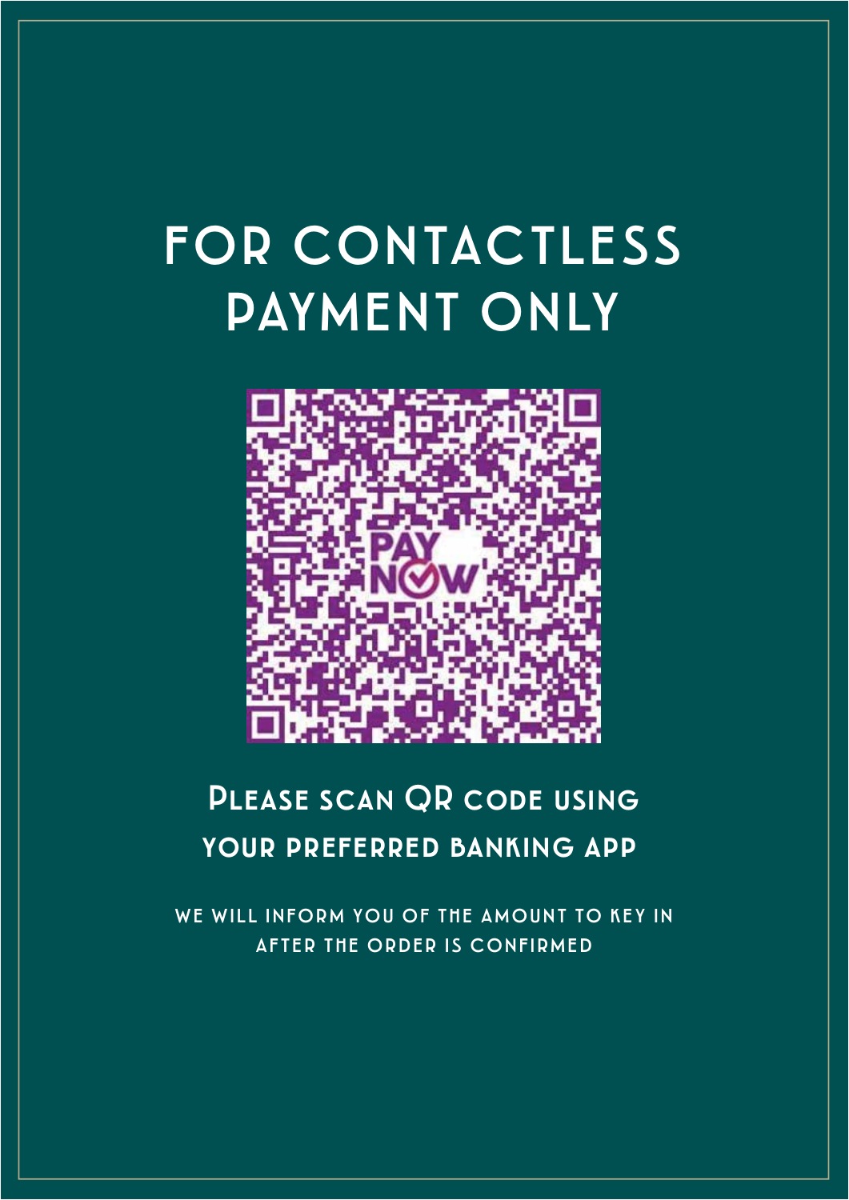# FOR CONTACTLESS PAYMENT ONLY

PAY NOW

## Please scan QR code using your preferred banking app

WE WILL INFORM YOU OF THE AMOUNT TO KEY IN AFTER THE ORDER IS CONFIRMED